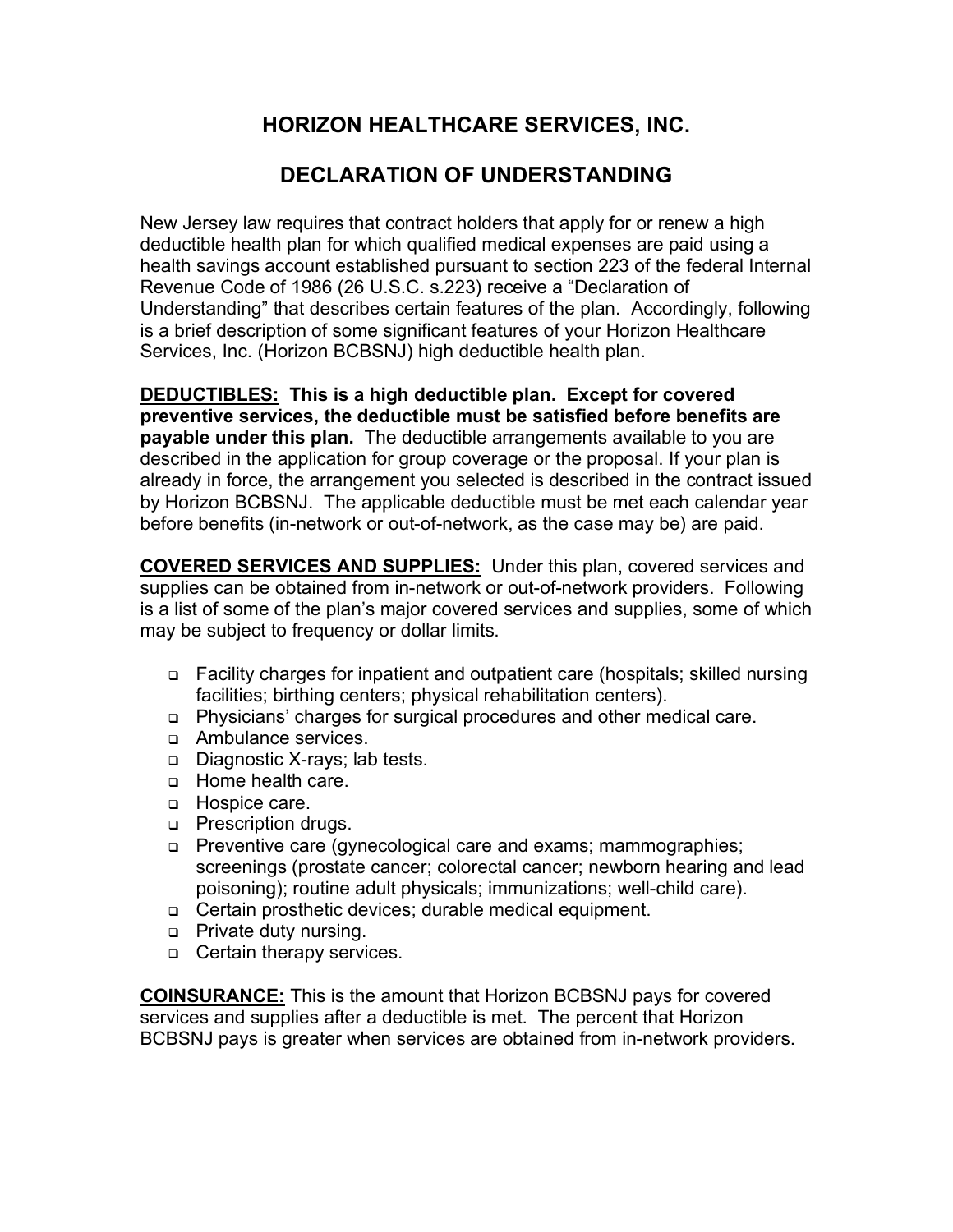# HORIZON HEALTHCARE SERVICES, INC.

# DECLARATION OF UNDERSTANDING

New Jersey law requires that contract holders that apply for or renew a high deductible health plan for which qualified medical expenses are paid using a health savings account established pursuant to section 223 of the federal Internal Revenue Code of 1986 (26 U.S.C. s.223) receive a "Declaration of Understanding" that describes certain features of the plan. Accordingly, following is a brief description of some significant features of your Horizon Healthcare Services, Inc. (Horizon BCBSNJ) high deductible health plan.

**DEDUCTIBLES: This is a high deductible plan. Except for covered preventive services, the deductible must be satisfied before benefits are payable under this plan.** The deductible arrangements available to you are described in the application for group coverage or the proposal. If your plan is already in force, the arrangement you selected is described in the contract issued by Horizon BCBSNJ. The applicable deductible must be met each calendar year before benefits (in-network or out-of-network, as the case may be) are paid.

**COVERED SERVICES AND SUPPLIES:** Under this plan, covered services and supplies can be obtained from in-network or out-of-network providers. Following is a list of some of the plan's major covered services and supplies, some of which may be subject to frequency or dollar limits.

- Facility charges for inpatient and outpatient care (hospitals; skilled nursing facilities; birthing centers; physical rehabilitation centers).
- Physicians' charges for surgical procedures and other medical care.
- Ambulance services.
- Diagnostic X-rays; lab tests.
- Home health care.
- Hospice care.
- Prescription drugs.
- Preventive care (gynecological care and exams; mammographies; screenings (prostate cancer; colorectal cancer; newborn hearing and lead poisoning); routine adult physicals; immunizations; well-child care).
- Certain prosthetic devices; durable medical equipment.
- Private duty nursing.
- Certain therapy services.

**COINSURANCE:** This is the amount that Horizon BCBSNJ pays for covered services and supplies after a deductible is met. The percent that Horizon BCBSNJ pays is greater when services are obtained from in-network providers.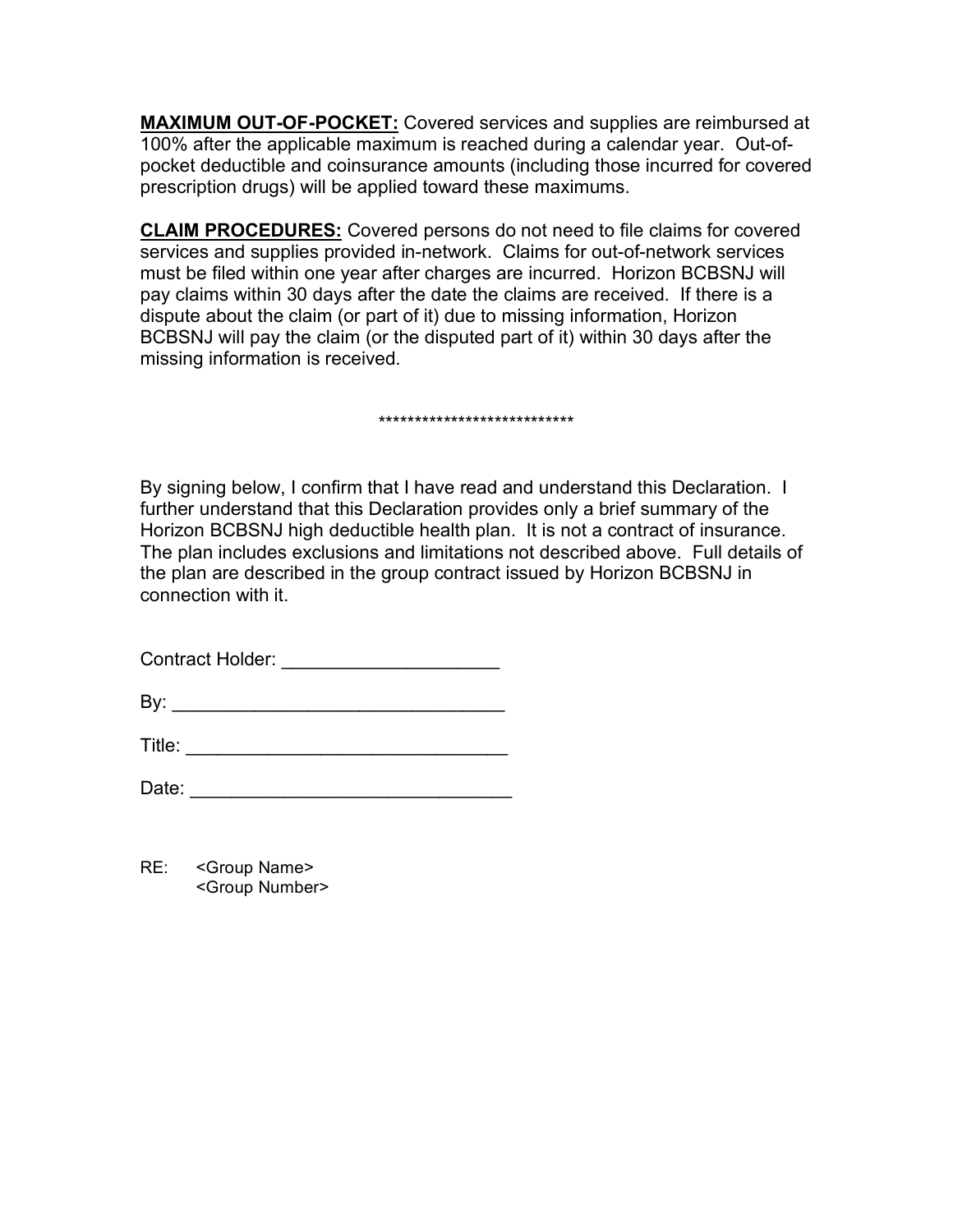**MAXIMUM OUT-OF-POCKET:** Covered services and supplies are reimbursed at 100% after the applicable maximum is reached during a calendar year. Out-of-pocket deductible and coinsurance amounts (including those incurred for covered prescription drugs) will be applied toward these maximums.

**CLAIM PROCEDURES:** Covered persons do not need to file claims for covered services and supplies provided in-network. Claims for out-of-network services must be filed within one year after charges are incurred. Horizon BCBSNJ will pay claims within 30 days after the date the claims are received. If there is a dispute about the claim (or part of it) due to missing information, Horizon BCBSNJ will pay the claim (or the disputed part of it) within 30 days after the missing information is received.

***************************

By signing below, I confirm that I have read and understand this Declaration. I further understand that this Declaration provides only a brief summary of the Horizon BCBSNJ high deductible health plan. It is not a contract of insurance. The plan includes exclusions and limitations not described above. Full details of the plan are described in the group contract issued by Horizon BCBSNJ in connection with it.

Contract Holder: _____________________

By: ________________________________

Title: _______________________________

Date: _______________________________

RE: <Group Name>
<Group Number>